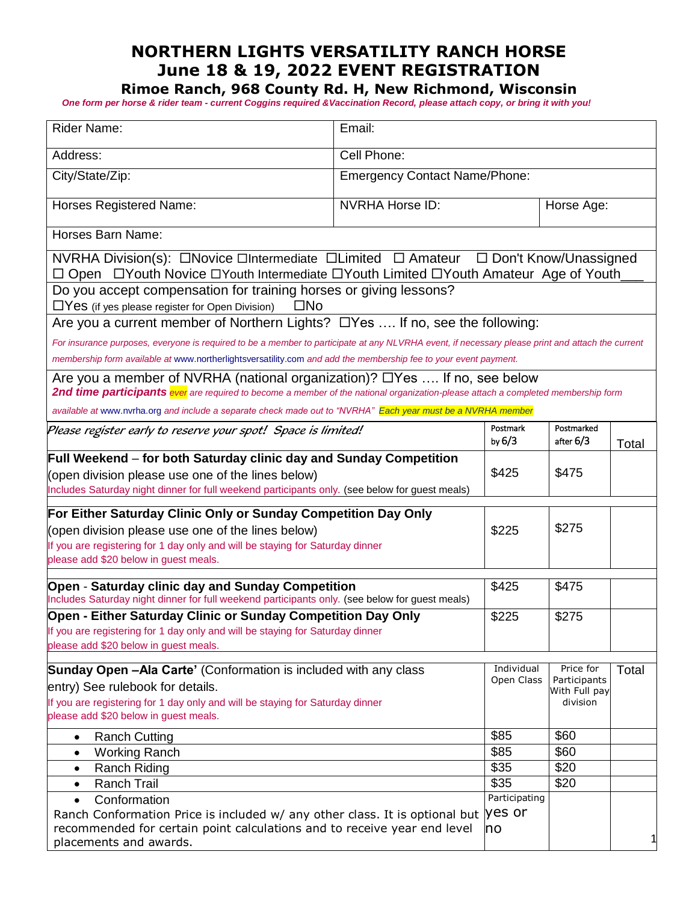# NORTHERN LIGHTS VERSATILITY RANCH HORSE
# June 18 & 19, 2022 EVENT REGISTRATION
### Rimoe Ranch, 968 County Rd. H, New Richmond, Wisconsin

*One form per horse & rider team - current Coggins required &Vaccination Record, please attach copy, or bring it with you!*

| Rider Name: | Email: | |
|---|---|---|
| Address: | Cell Phone: | |
| City/State/Zip: | Emergency Contact Name/Phone: | |
| Horses Registered Name: | NVRHA Horse ID: | Horse Age: |
| Horses Barn Name: | | |

NVRHA Division(s): ☐Novice ☐Intermediate ☐Limited ☐ Amateur ☐ Don't Know/Unassigned ☐ Open ☐Youth Novice ☐Youth Intermediate ☐Youth Limited ☐Youth Amateur Age of Youth___

Do you accept compensation for training horses or giving lessons?
☐Yes (if yes please register for Open Division) ☐No

Are you a current member of Northern Lights? ☐Yes …. If no, see the following:

*For insurance purposes, everyone is required to be a member to participate at any NLVRHA event, if necessary please print and attach the current membership form available at www.northerlightsversatility.com and add the membership fee to your event payment.*

Are you a member of NVRHA (national organization)? ☐Yes …. If no, see below
***2nd time participants*** *ever are required to become a member of the national organization-please attach a completed membership form available at www.nvrha.org and include a separate check made out to "NVRHA" Each year must be a NVRHA member*

| *Please register early to reserve your spot! Space is limited!* | Postmark by 6/3 | Postmarked after 6/3 | Total |
|---|---|---|---|
| **Full Weekend** – **for both Saturday clinic day and Sunday Competition** (open division please use one of the lines below) Includes Saturday night dinner for full weekend participants only. (see below for guest meals) | $425 | $475 | |
| **For Either Saturday Clinic Only or Sunday Competition Day Only** (open division please use one of the lines below) If you are registering for 1 day only and will be staying for Saturday dinner please add $20 below in guest meals. | $225 | $275 | |
| **Open** - **Saturday clinic day and Sunday Competition** Includes Saturday night dinner for full weekend participants only. (see below for guest meals) | $425 | $475 | |
| **Open - Either Saturday Clinic or Sunday Competition Day Only** If you are registering for 1 day only and will be staying for Saturday dinner please add $20 below in guest meals. | $225 | $275 | |

| **Sunday Open –Ala Carte'** (Conformation is included with any class entry) See rulebook for details. If you are registering for 1 day only and will be staying for Saturday dinner please add $20 below in guest meals. | Individual Open Class | Price for Participants With Full pay division | Total |
|---|---|---|---|
| • Ranch Cutting | $85 | $60 | |
| • Working Ranch | $85 | $60 | |
| • Ranch Riding | $35 | $20 | |
| • Ranch Trail | $35 | $20 | |
| • Conformation<br>Ranch Conformation Price is included w/ any other class. It is optional but recommended for certain point calculations and to receive year end level placements and awards. | Participating yes or no | | |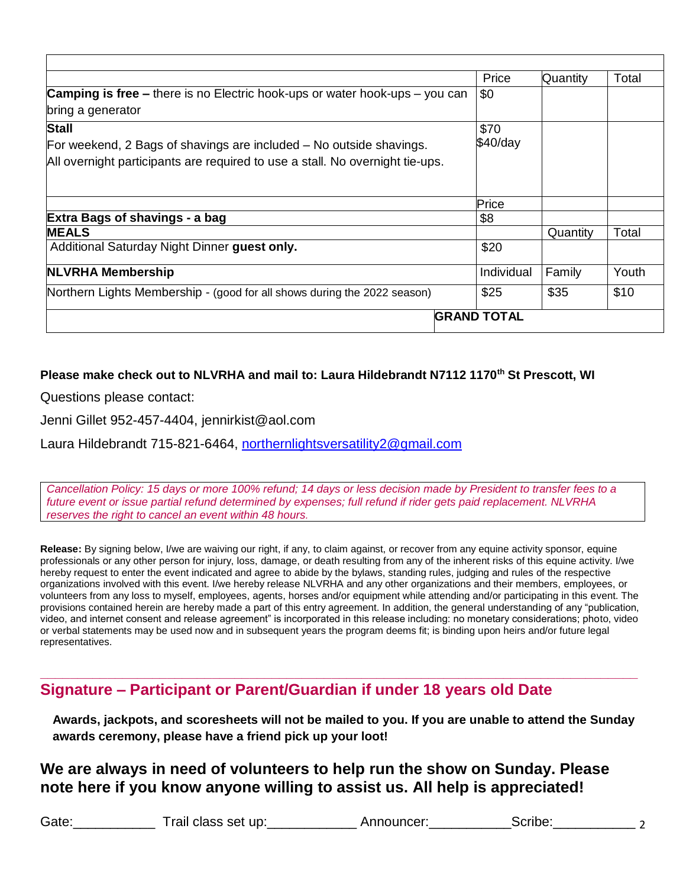| | Price | Quantity | Total |
|---|---|---|---|
| **Camping is free –** there is no Electric hook-ups or water hook-ups – you can bring a generator | $0 | | |
| **Stall**<br>For weekend, 2 Bags of shavings are included – No outside shavings.<br>All overnight participants are required to use a stall. No overnight tie-ups. | $70<br>$40/day | | |
| | Price | | |
| **Extra Bags of shavings - a bag** | $8 | | |
| **MEALS** | | Quantity | Total |
| Additional Saturday Night Dinner **guest only.** | $20 | | |
| **NLVRHA Membership** | Individual | Family | Youth |
| Northern Lights Membership - (good for all shows during the 2022 season) | $25 | $35 | $10 |
| | **GRAND TOTAL** | | |

**Please make check out to NLVRHA and mail to: Laura Hildebrandt N7112 1170th St Prescott, WI**

Questions please contact:

Jenni Gillet 952-457-4404, jennirkist@aol.com

Laura Hildebrandt 715-821-6464, northernlightsversatility2@gmail.com

*Cancellation Policy: 15 days or more 100% refund; 14 days or less decision made by President to transfer fees to a future event or issue partial refund determined by expenses; full refund if rider gets paid replacement. NLVRHA reserves the right to cancel an event within 48 hours.*

**Release:** By signing below, I/we are waiving our right, if any, to claim against, or recover from any equine activity sponsor, equine professionals or any other person for injury, loss, damage, or death resulting from any of the inherent risks of this equine activity. I/we hereby request to enter the event indicated and agree to abide by the bylaws, standing rules, judging and rules of the respective organizations involved with this event. I/we hereby release NLVRHA and any other organizations and their members, employees, or volunteers from any loss to myself, employees, agents, horses and/or equipment while attending and/or participating in this event. The provisions contained herein are hereby made a part of this entry agreement. In addition, the general understanding of any "publication, video, and internet consent and release agreement" is incorporated in this release including: no monetary considerations; photo, video or verbal statements may be used now and in subsequent years the program deems fit; is binding upon heirs and/or future legal representatives.

---

## Signature – Participant or Parent/Guardian if under 18 years old Date

**Awards, jackpots, and scoresheets will not be mailed to you. If you are unable to attend the Sunday awards ceremony, please have a friend pick up your loot!**

## We are always in need of volunteers to help run the show on Sunday. Please note here if you know anyone willing to assist us. All help is appreciated!

Gate:___________ Trail class set up:____________ Announcer:___________Scribe:___________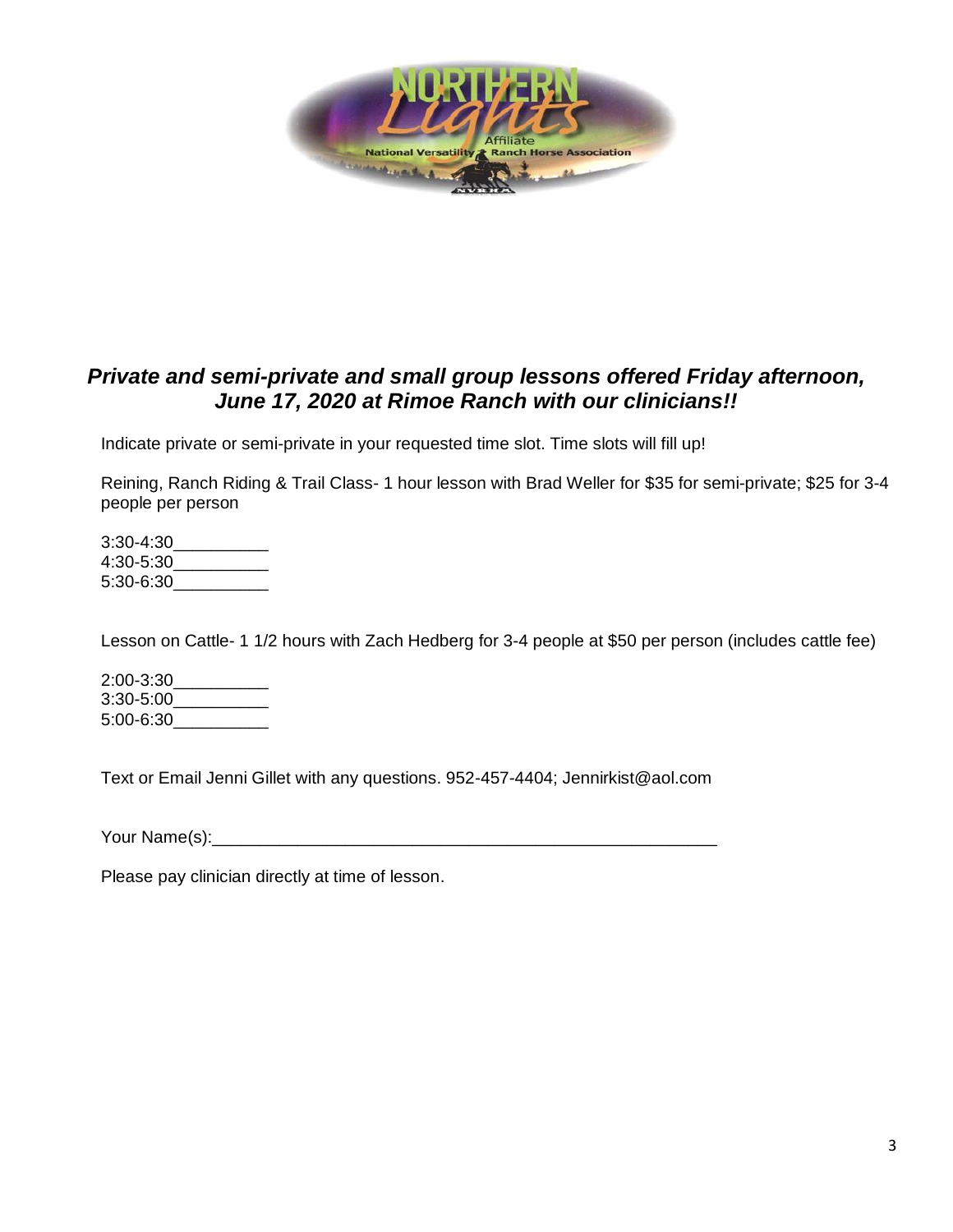## ***Private and semi-private and small group lessons offered Friday afternoon, June 17, 2020 at Rimoe Ranch with our clinicians!!***

Indicate private or semi-private in your requested time slot. Time slots will fill up!

Reining, Ranch Riding & Trail Class- 1 hour lesson with Brad Weller for $35 for semi-private; $25 for 3-4 people per person

3:30-4:30__________
4:30-5:30__________
5:30-6:30__________

Lesson on Cattle- 1 1/2 hours with Zach Hedberg for 3-4 people at $50 per person (includes cattle fee)

2:00-3:30__________
3:30-5:00__________
5:00-6:30__________

Text or Email Jenni Gillet with any questions. 952-457-4404; Jennirkist@aol.com

Your Name(s):_______________________________________________________

Please pay clinician directly at time of lesson.